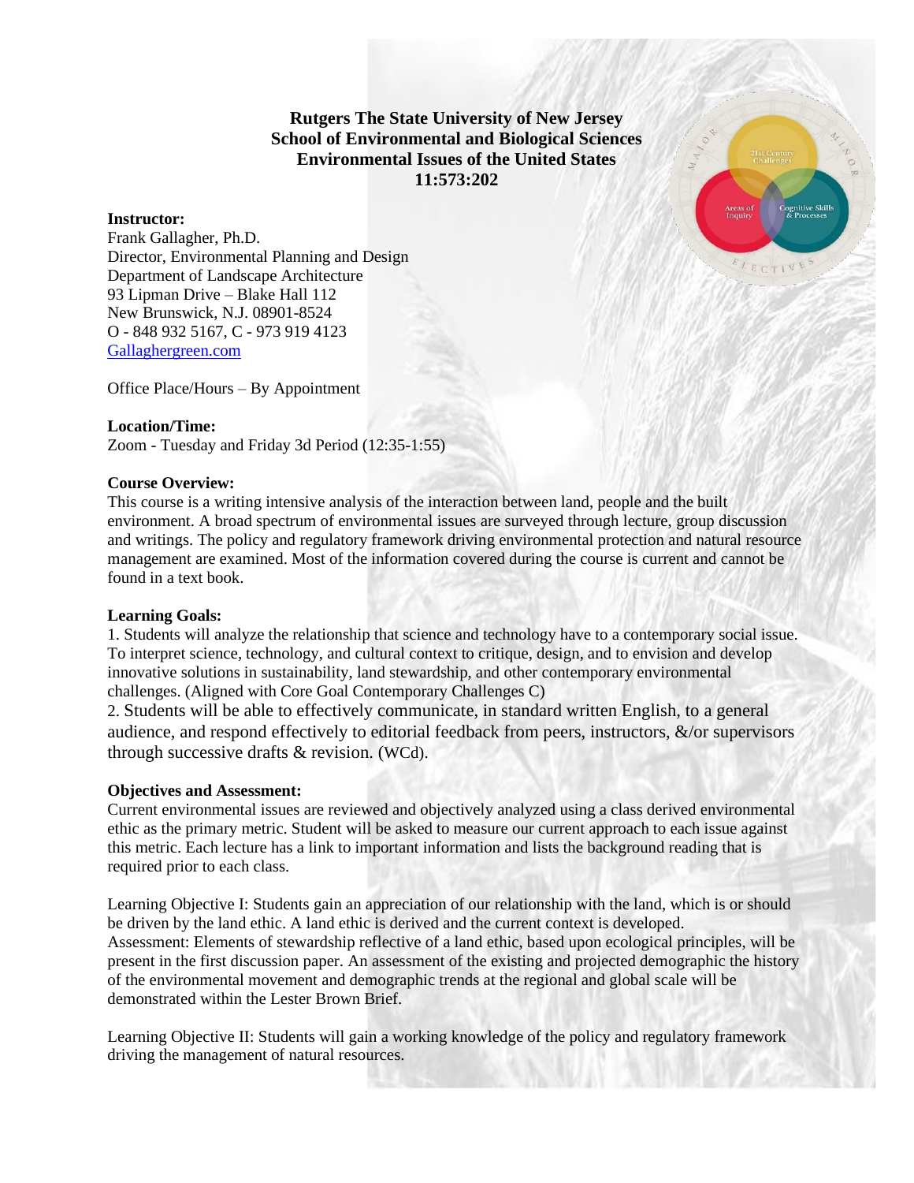**Rutgers The State University of New Jersey**
**School of Environmental and Biological Sciences**
**Environmental Issues of the United States**
**11:573:202**

**Instructor:**
Frank Gallagher, Ph.D.
Director, Environmental Planning and Design
Department of Landscape Architecture
93 Lipman Drive – Blake Hall 112
New Brunswick, N.J. 08901-8524
O - 848 932 5167, C - 973 919 4123
Gallaghergreen.com

Office Place/Hours – By Appointment

**Location/Time:**
Zoom - Tuesday and Friday 3d Period (12:35-1:55)

**Course Overview:**
This course is a writing intensive analysis of the interaction between land, people and the built environment. A broad spectrum of environmental issues are surveyed through lecture, group discussion and writings. The policy and regulatory framework driving environmental protection and natural resource management are examined. Most of the information covered during the course is current and cannot be found in a text book.

**Learning Goals:**
1. Students will analyze the relationship that science and technology have to a contemporary social issue. To interpret science, technology, and cultural context to critique, design, and to envision and develop innovative solutions in sustainability, land stewardship, and other contemporary environmental challenges. (Aligned with Core Goal Contemporary Challenges C)
2. Students will be able to effectively communicate, in standard written English, to a general audience, and respond effectively to editorial feedback from peers, instructors, &/or supervisors through successive drafts & revision. (WCd).

**Objectives and Assessment:**
Current environmental issues are reviewed and objectively analyzed using a class derived environmental ethic as the primary metric. Student will be asked to measure our current approach to each issue against this metric. Each lecture has a link to important information and lists the background reading that is required prior to each class.

Learning Objective I: Students gain an appreciation of our relationship with the land, which is or should be driven by the land ethic. A land ethic is derived and the current context is developed.
Assessment: Elements of stewardship reflective of a land ethic, based upon ecological principles, will be present in the first discussion paper. An assessment of the existing and projected demographic the history of the environmental movement and demographic trends at the regional and global scale will be demonstrated within the Lester Brown Brief.

Learning Objective II: Students will gain a working knowledge of the policy and regulatory framework driving the management of natural resources.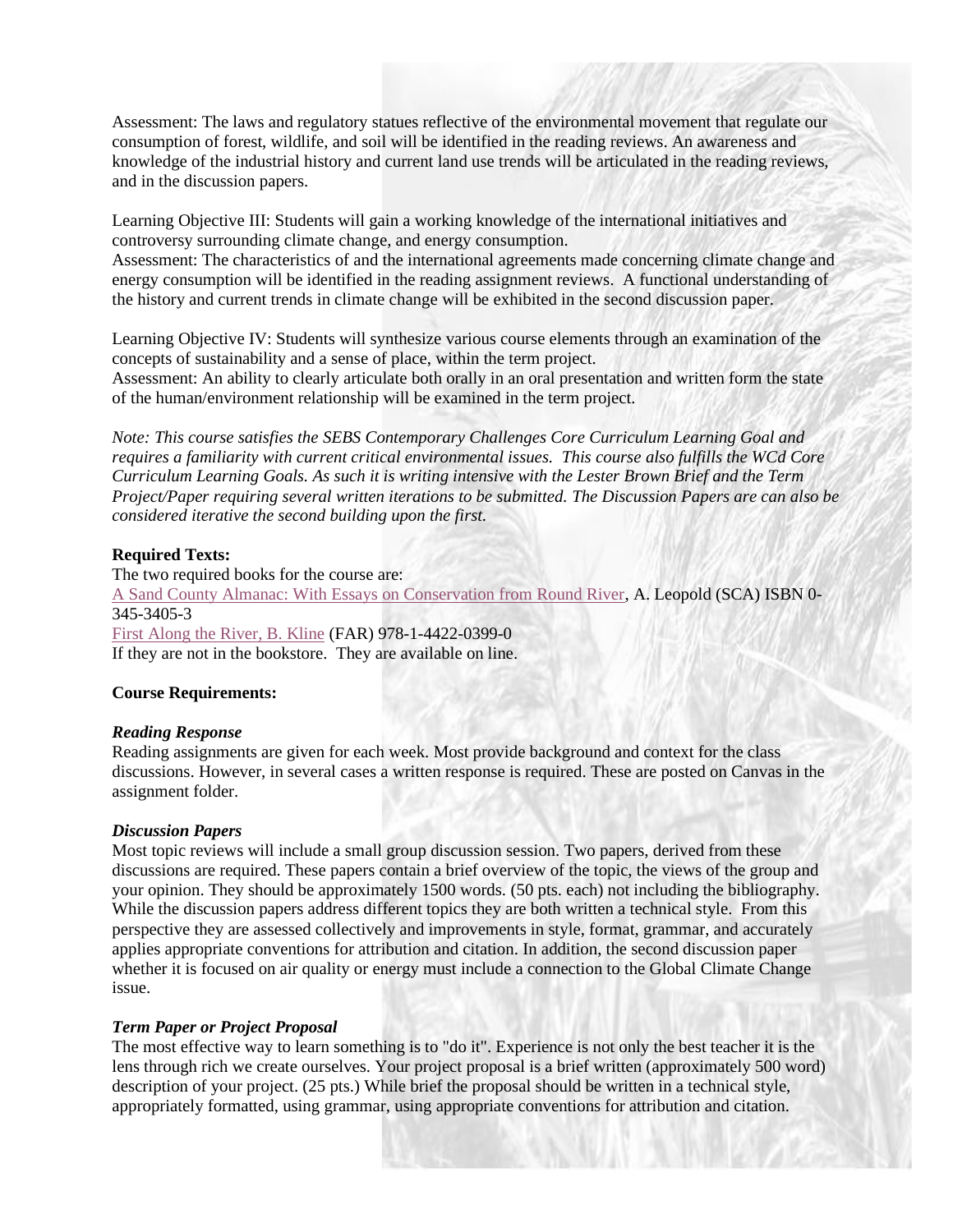Assessment: The laws and regulatory statues reflective of the environmental movement that regulate our consumption of forest, wildlife, and soil will be identified in the reading reviews. An awareness and knowledge of the industrial history and current land use trends will be articulated in the reading reviews, and in the discussion papers.

Learning Objective III: Students will gain a working knowledge of the international initiatives and controversy surrounding climate change, and energy consumption.
Assessment: The characteristics of and the international agreements made concerning climate change and energy consumption will be identified in the reading assignment reviews. A functional understanding of the history and current trends in climate change will be exhibited in the second discussion paper.

Learning Objective IV: Students will synthesize various course elements through an examination of the concepts of sustainability and a sense of place, within the term project.
Assessment: An ability to clearly articulate both orally in an oral presentation and written form the state of the human/environment relationship will be examined in the term project.

*Note: This course satisfies the SEBS Contemporary Challenges Core Curriculum Learning Goal and requires a familiarity with current critical environmental issues. This course also fulfills the WCd Core Curriculum Learning Goals. As such it is writing intensive with the Lester Brown Brief and the Term Project/Paper requiring several written iterations to be submitted. The Discussion Papers are can also be considered iterative the second building upon the first.*

**Required Texts:**
The two required books for the course are:
A Sand County Almanac: With Essays on Conservation from Round River, A. Leopold (SCA) ISBN 0-345-3405-3
First Along the River, B. Kline (FAR) 978-1-4422-0399-0
If they are not in the bookstore. They are available on line.

**Course Requirements:**

***Reading Response***
Reading assignments are given for each week. Most provide background and context for the class discussions. However, in several cases a written response is required. These are posted on Canvas in the assignment folder.

***Discussion Papers***
Most topic reviews will include a small group discussion session. Two papers, derived from these discussions are required. These papers contain a brief overview of the topic, the views of the group and your opinion. They should be approximately 1500 words. (50 pts. each) not including the bibliography. While the discussion papers address different topics they are both written a technical style. From this perspective they are assessed collectively and improvements in style, format, grammar, and accurately applies appropriate conventions for attribution and citation. In addition, the second discussion paper whether it is focused on air quality or energy must include a connection to the Global Climate Change issue.

***Term Paper or Project Proposal***
The most effective way to learn something is to "do it". Experience is not only the best teacher it is the lens through rich we create ourselves. Your project proposal is a brief written (approximately 500 word) description of your project. (25 pts.) While brief the proposal should be written in a technical style, appropriately formatted, using grammar, using appropriate conventions for attribution and citation.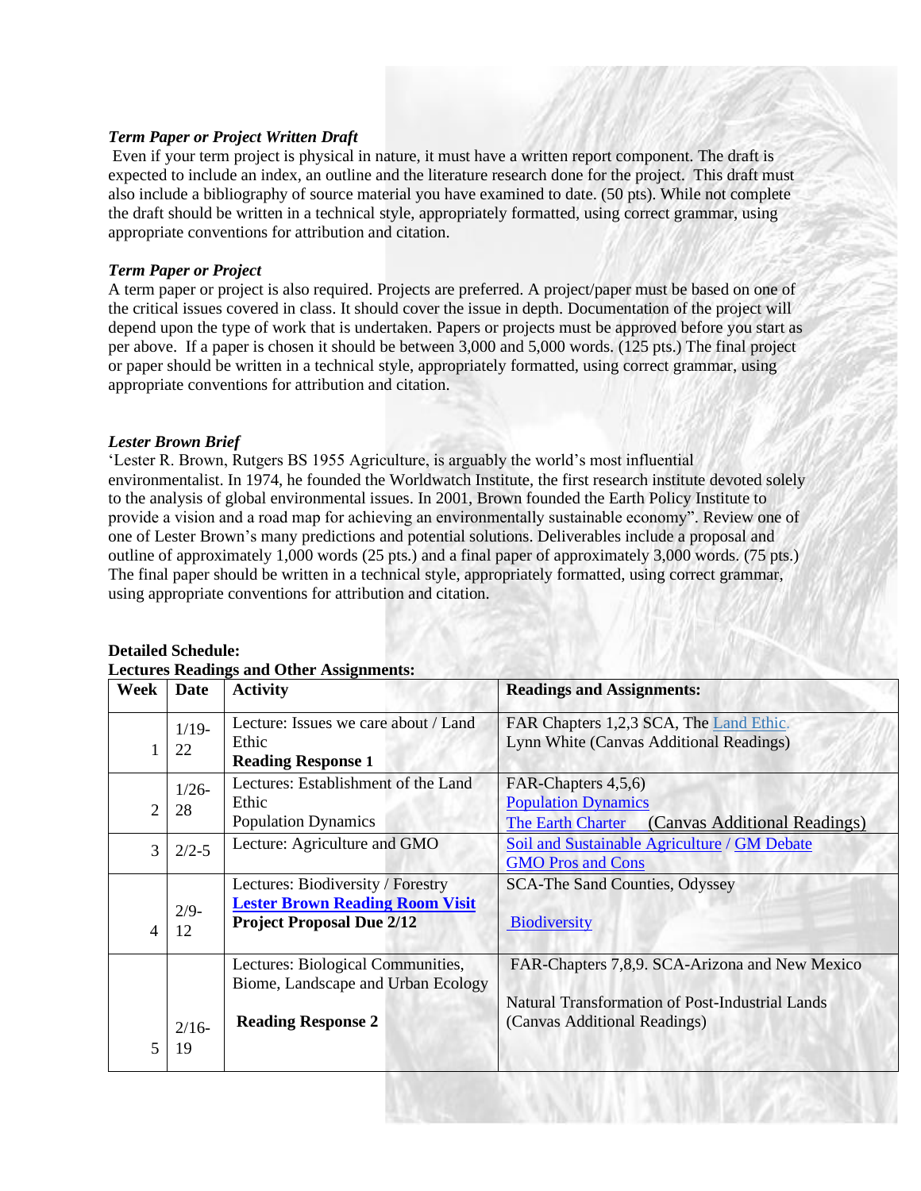### *Term Paper or Project Written Draft*

Even if your term project is physical in nature, it must have a written report component. The draft is expected to include an index, an outline and the literature research done for the project. This draft must also include a bibliography of source material you have examined to date. (50 pts). While not complete the draft should be written in a technical style, appropriately formatted, using correct grammar, using appropriate conventions for attribution and citation.

### *Term Paper or Project*

A term paper or project is also required. Projects are preferred. A project/paper must be based on one of the critical issues covered in class. It should cover the issue in depth. Documentation of the project will depend upon the type of work that is undertaken. Papers or projects must be approved before you start as per above. If a paper is chosen it should be between 3,000 and 5,000 words. (125 pts.) The final project or paper should be written in a technical style, appropriately formatted, using correct grammar, using appropriate conventions for attribution and citation.

### *Lester Brown Brief*

'Lester R. Brown, Rutgers BS 1955 Agriculture, is arguably the world's most influential environmentalist. In 1974, he founded the Worldwatch Institute, the first research institute devoted solely to the analysis of global environmental issues. In 2001, Brown founded the Earth Policy Institute to provide a vision and a road map for achieving an environmentally sustainable economy". Review one of one of Lester Brown's many predictions and potential solutions. Deliverables include a proposal and outline of approximately 1,000 words (25 pts.) and a final paper of approximately 3,000 words. (75 pts.) The final paper should be written in a technical style, appropriately formatted, using correct grammar, using appropriate conventions for attribution and citation.

**Detailed Schedule:**
**Lectures Readings and Other Assignments:**

| Week | Date | Activity | Readings and Assignments: |
|---|---|---|---|
| 1 | 1/19-22 | Lecture: Issues we care about / Land Ethic<br>**Reading Response 1** | FAR Chapters 1,2,3 SCA, The Land Ethic.<br>Lynn White (Canvas Additional Readings) |
| 2 | 1/26-28 | Lectures: Establishment of the Land Ethic<br>Population Dynamics | FAR-Chapters 4,5,6)<br>Population Dynamics<br>The Earth Charter (Canvas Additional Readings) |
| 3 | 2/2-5 | Lecture: Agriculture and GMO | Soil and Sustainable Agriculture / GM Debate<br>GMO Pros and Cons |
| 4 | 2/9-12 | Lectures: Biodiversity / Forestry<br>**Lester Brown Reading Room Visit**<br>**Project Proposal Due 2/12** | SCA-The Sand Counties, Odyssey<br><br>Biodiversity |
| 5 | 2/16-19 | Lectures: Biological Communities, Biome, Landscape and Urban Ecology<br><br>**Reading Response 2** | FAR-Chapters 7,8,9. SCA-Arizona and New Mexico<br><br>Natural Transformation of Post-Industrial Lands (Canvas Additional Readings) |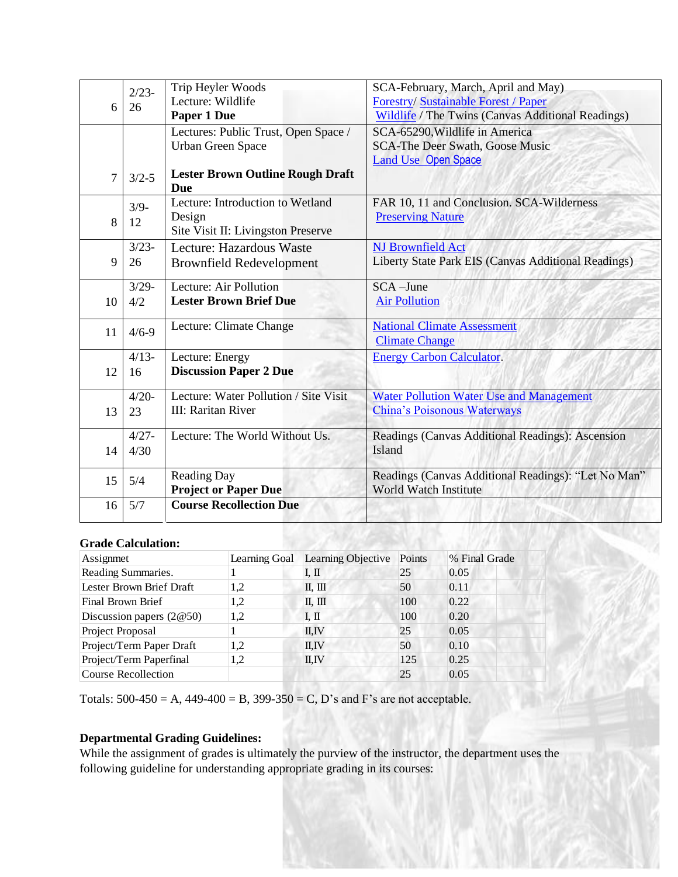| | | | |
|---|---|---|---|
| 6 | 2/23-26 | Trip Heyler Woods<br>Lecture: Wildlife<br>**Paper 1 Due** | SCA-February, March, April and May)<br>Forestry/ Sustainable Forest / Paper<br>Wildlife / The Twins (Canvas Additional Readings) |
| 7 | 3/2-5 | Lectures: Public Trust, Open Space / Urban Green Space<br><br>**Lester Brown Outline Rough Draft Due** | SCA-65290,Wildlife in America<br>SCA-The Deer Swath, Goose Music<br>Land Use Open Space |
| 8 | 3/9-12 | Lecture: Introduction to Wetland Design<br>Site Visit II: Livingston Preserve | FAR 10, 11 and Conclusion. SCA-Wilderness<br>Preserving Nature |
| 9 | 3/23-26 | Lecture: Hazardous Waste Brownfield Redevelopment | NJ Brownfield Act<br>Liberty State Park EIS (Canvas Additional Readings) |
| 10 | 3/29-4/2 | Lecture: Air Pollution<br>**Lester Brown Brief Due** | SCA –June<br>Air Pollution |
| 11 | 4/6-9 | Lecture: Climate Change | National Climate Assessment<br>Climate Change |
| 12 | 4/13-16 | Lecture: Energy<br>**Discussion Paper 2 Due** | Energy Carbon Calculator. |
| 13 | 4/20-23 | Lecture: Water Pollution / Site Visit III: Raritan River | Water Pollution Water Use and Management<br>China's Poisonous Waterways |
| 14 | 4/27-4/30 | Lecture: The World Without Us. | Readings (Canvas Additional Readings): Ascension Island |
| 15 | 5/4 | Reading Day<br>**Project or Paper Due** | Readings (Canvas Additional Readings): "Let No Man" World Watch Institute |
| 16 | 5/7 | **Course Recollection Due** | |

**Grade Calculation:**

| Assignmet | Learning Goal | Learning Objective | Points | % Final Grade |
|---|---|---|---|---|
| Reading Summaries. | 1 | I, II | 25 | 0.05 |
| Lester Brown Brief Draft | 1,2 | II, III | 50 | 0.11 |
| Final Brown Brief | 1,2 | II, III | 100 | 0.22 |
| Discussion papers (2@50) | 1,2 | I, II | 100 | 0.20 |
| Project Proposal | 1 | II,IV | 25 | 0.05 |
| Project/Term Paper Draft | 1,2 | II,IV | 50 | 0.10 |
| Project/Term Paperfinal | 1,2 | II,IV | 125 | 0.25 |
| Course Recollection | | | 25 | 0.05 |

Totals: 500-450 = A, 449-400 = B, 399-350 = C, D's and F's are not acceptable.

**Departmental Grading Guidelines:**

While the assignment of grades is ultimately the purview of the instructor, the department uses the following guideline for understanding appropriate grading in its courses: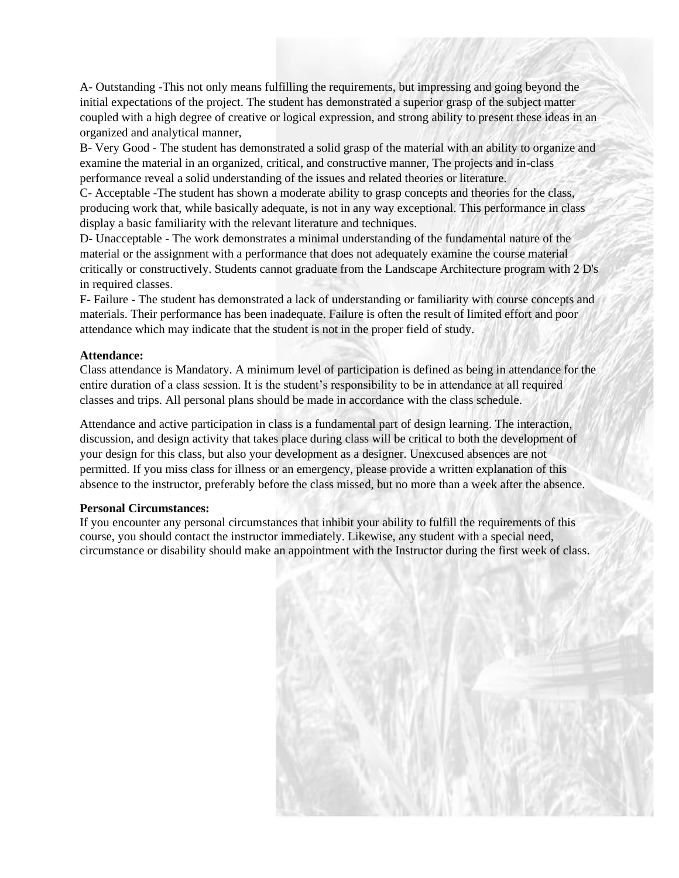A- Outstanding -This not only means fulfilling the requirements, but impressing and going beyond the initial expectations of the project. The student has demonstrated a superior grasp of the subject matter coupled with a high degree of creative or logical expression, and strong ability to present these ideas in an organized and analytical manner,

B- Very Good - The student has demonstrated a solid grasp of the material with an ability to organize and examine the material in an organized, critical, and constructive manner, The projects and in-class performance reveal a solid understanding of the issues and related theories or literature.

C- Acceptable -The student has shown a moderate ability to grasp concepts and theories for the class, producing work that, while basically adequate, is not in any way exceptional. This performance in class display a basic familiarity with the relevant literature and techniques.

D- Unacceptable - The work demonstrates a minimal understanding of the fundamental nature of the material or the assignment with a performance that does not adequately examine the course material critically or constructively. Students cannot graduate from the Landscape Architecture program with 2 D's in required classes.

F- Failure - The student has demonstrated a lack of understanding or familiarity with course concepts and materials. Their performance has been inadequate. Failure is often the result of limited effort and poor attendance which may indicate that the student is not in the proper field of study.

**Attendance:**

Class attendance is Mandatory. A minimum level of participation is defined as being in attendance for the entire duration of a class session. It is the student's responsibility to be in attendance at all required classes and trips. All personal plans should be made in accordance with the class schedule.

Attendance and active participation in class is a fundamental part of design learning. The interaction, discussion, and design activity that takes place during class will be critical to both the development of your design for this class, but also your development as a designer. Unexcused absences are not permitted. If you miss class for illness or an emergency, please provide a written explanation of this absence to the instructor, preferably before the class missed, but no more than a week after the absence.

**Personal Circumstances:**

If you encounter any personal circumstances that inhibit your ability to fulfill the requirements of this course, you should contact the instructor immediately. Likewise, any student with a special need, circumstance or disability should make an appointment with the Instructor during the first week of class.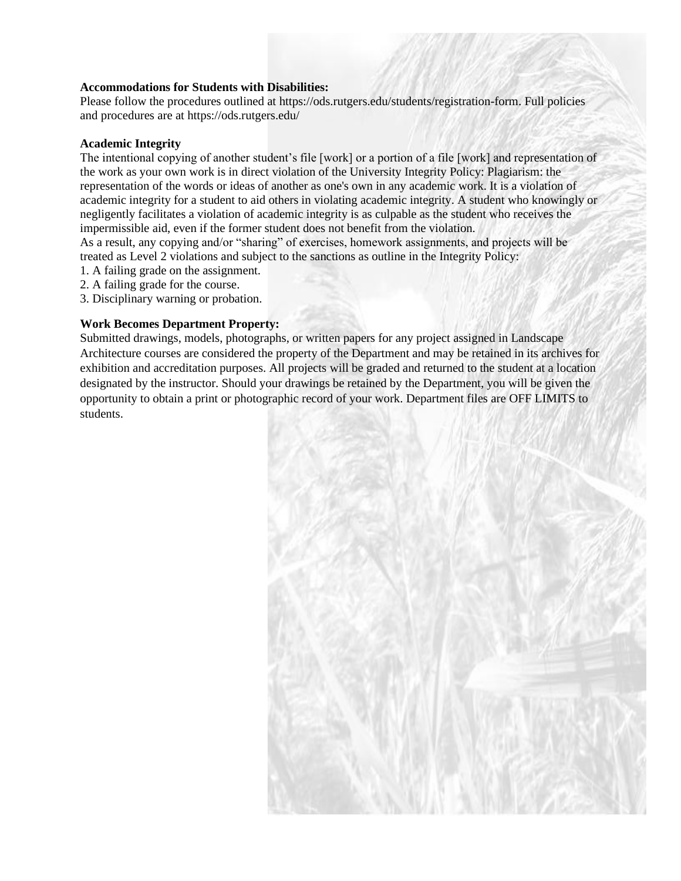**Accommodations for Students with Disabilities:**

Please follow the procedures outlined at https://ods.rutgers.edu/students/registration-form. Full policies and procedures are at https://ods.rutgers.edu/

**Academic Integrity**

The intentional copying of another student's file [work] or a portion of a file [work] and representation of the work as your own work is in direct violation of the University Integrity Policy: Plagiarism: the representation of the words or ideas of another as one's own in any academic work. It is a violation of academic integrity for a student to aid others in violating academic integrity. A student who knowingly or negligently facilitates a violation of academic integrity is as culpable as the student who receives the impermissible aid, even if the former student does not benefit from the violation.

As a result, any copying and/or "sharing" of exercises, homework assignments, and projects will be treated as Level 2 violations and subject to the sanctions as outline in the Integrity Policy:

1. A failing grade on the assignment.
2. A failing grade for the course.
3. Disciplinary warning or probation.

**Work Becomes Department Property:**

Submitted drawings, models, photographs, or written papers for any project assigned in Landscape Architecture courses are considered the property of the Department and may be retained in its archives for exhibition and accreditation purposes. All projects will be graded and returned to the student at a location designated by the instructor. Should your drawings be retained by the Department, you will be given the opportunity to obtain a print or photographic record of your work. Department files are OFF LIMITS to students.